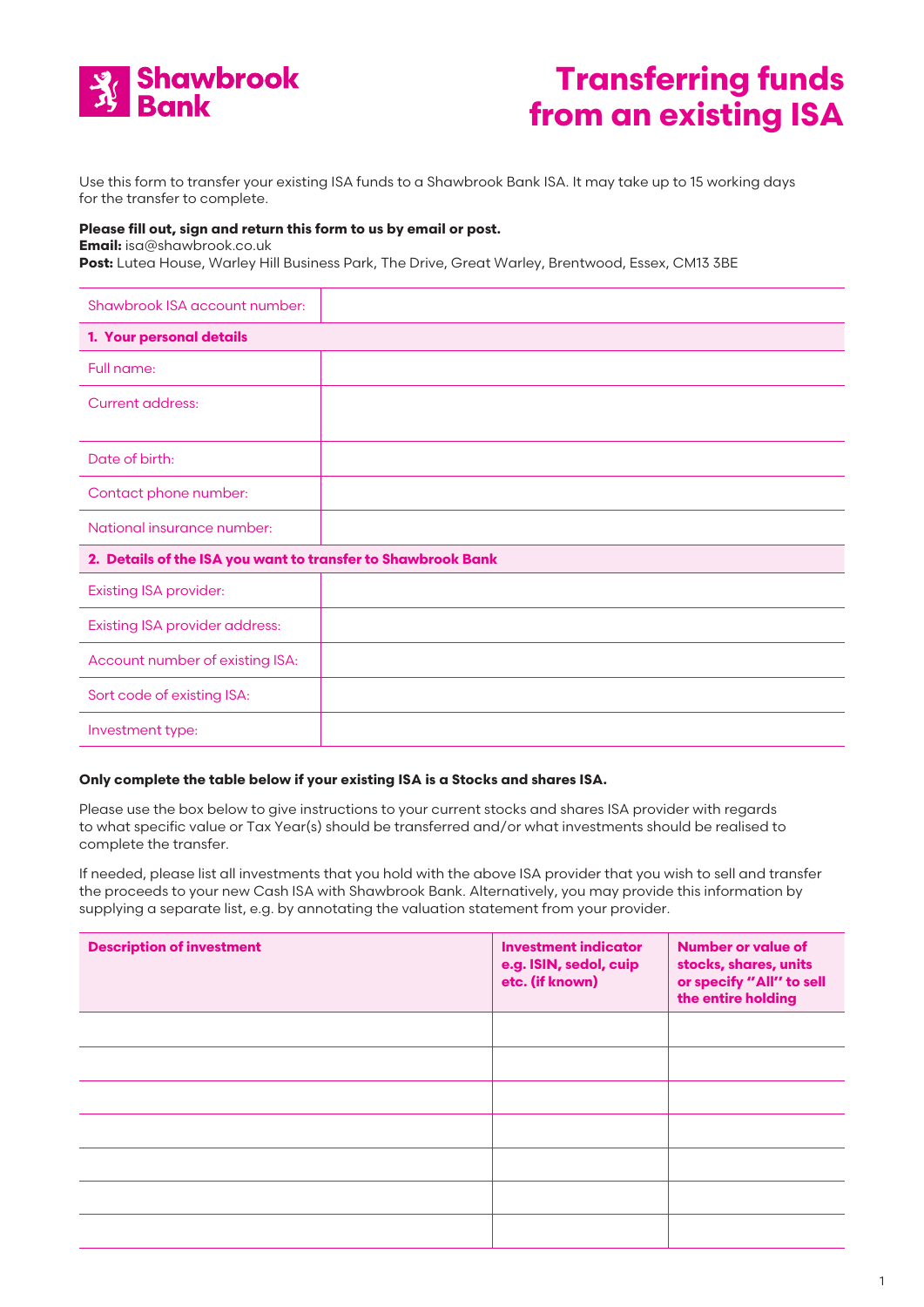**Shawbrook Bank**

# Transferring funds from an existing ISA

Use this form to transfer your existing ISA funds to a Shawbrook Bank ISA. It may take up to 15 working days for the transfer to complete.

**Please fill out, sign and return this form to us by email or post.**
**Email:** isa@shawbrook.co.uk
**Post:** Lutea House, Warley Hill Business Park, The Drive, Great Warley, Brentwood, Essex, CM13 3BE

| Shawbrook ISA account number: | |
|---|---|
| **1. Your personal details** | |
| Full name: | |
| Current address: | |
| Date of birth: | |
| Contact phone number: | |
| National insurance number: | |
| **2. Details of the ISA you want to transfer to Shawbrook Bank** | |
| Existing ISA provider: | |
| Existing ISA provider address: | |
| Account number of existing ISA: | |
| Sort code of existing ISA: | |
| Investment type: | |

**Only complete the table below if your existing ISA is a Stocks and shares ISA.**

Please use the box below to give instructions to your current stocks and shares ISA provider with regards to what specific value or Tax Year(s) should be transferred and/or what investments should be realised to complete the transfer.

If needed, please list all investments that you hold with the above ISA provider that you wish to sell and transfer the proceeds to your new Cash ISA with Shawbrook Bank. Alternatively, you may provide this information by supplying a separate list, e.g. by annotating the valuation statement from your provider.

| Description of investment | Investment indicator e.g. ISIN, sedol, cuip etc. (if known) | Number or value of stocks, shares, units or specify "All" to sell the entire holding |
|---|---|---|
| | | |
| | | |
| | | |
| | | |
| | | |
| | | |
| | | |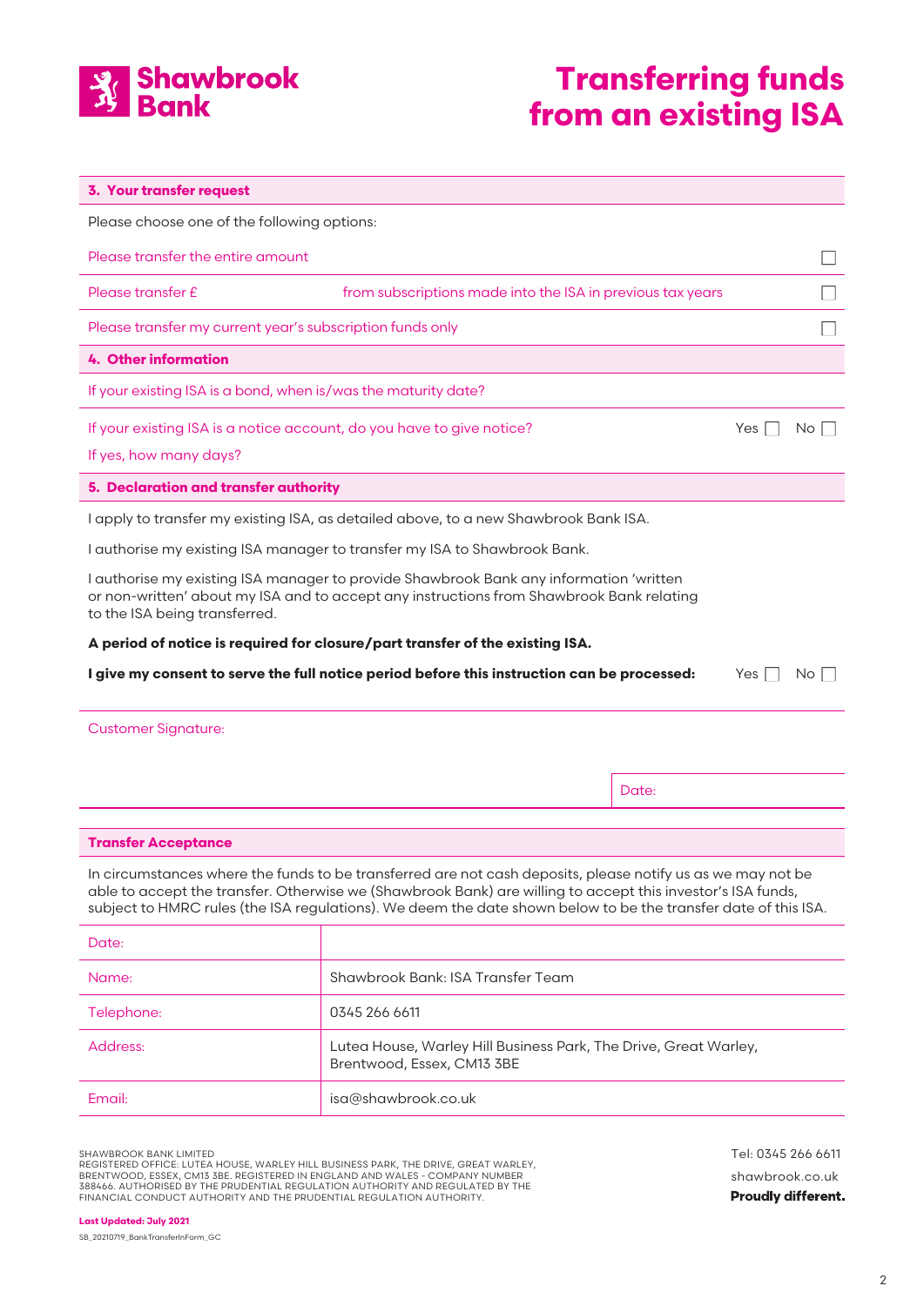**Shawbrook Bank**

# Transferring funds from an existing ISA

## 3. Your transfer request

Please choose one of the following options:

| | |
|---|---|
| Please transfer the entire amount | ☐ |
| Please transfer £ from subscriptions made into the ISA in previous tax years | ☐ |
| Please transfer my current year's subscription funds only | ☐ |

## 4. Other information

If your existing ISA is a bond, when is/was the maturity date?

If your existing ISA is a notice account, do you have to give notice? Yes ☐ No ☐

If yes, how many days?

## 5. Declaration and transfer authority

I apply to transfer my existing ISA, as detailed above, to a new Shawbrook Bank ISA.

I authorise my existing ISA manager to transfer my ISA to Shawbrook Bank.

I authorise my existing ISA manager to provide Shawbrook Bank any information 'written or non-written' about my ISA and to accept any instructions from Shawbrook Bank relating to the ISA being transferred.

**A period of notice is required for closure/part transfer of the existing ISA.**

**I give my consent to serve the full notice period before this instruction can be processed:** Yes ☐ No ☐

Customer Signature:

Date:

## Transfer Acceptance

In circumstances where the funds to be transferred are not cash deposits, please notify us as we may not be able to accept the transfer. Otherwise we (Shawbrook Bank) are willing to accept this investor's ISA funds, subject to HMRC rules (the ISA regulations). We deem the date shown below to be the transfer date of this ISA.

| | |
|---|---|
| Date: | |
| Name: | Shawbrook Bank: ISA Transfer Team |
| Telephone: | 0345 266 6611 |
| Address: | Lutea House, Warley Hill Business Park, The Drive, Great Warley, Brentwood, Essex, CM13 3BE |
| Email: | isa@shawbrook.co.uk |

SHAWBROOK BANK LIMITED
REGISTERED OFFICE: LUTEA HOUSE, WARLEY HILL BUSINESS PARK, THE DRIVE, GREAT WARLEY, BRENTWOOD, ESSEX, CM13 3BE. REGISTERED IN ENGLAND AND WALES - COMPANY NUMBER 388466. AUTHORISED BY THE PRUDENTIAL REGULATION AUTHORITY AND REGULATED BY THE FINANCIAL CONDUCT AUTHORITY AND THE PRUDENTIAL REGULATION AUTHORITY.

Tel: 0345 266 6611
shawbrook.co.uk
**Proudly different.**

**Last Updated: July 2021**

SB_20210719_BankTransferInForm_GC